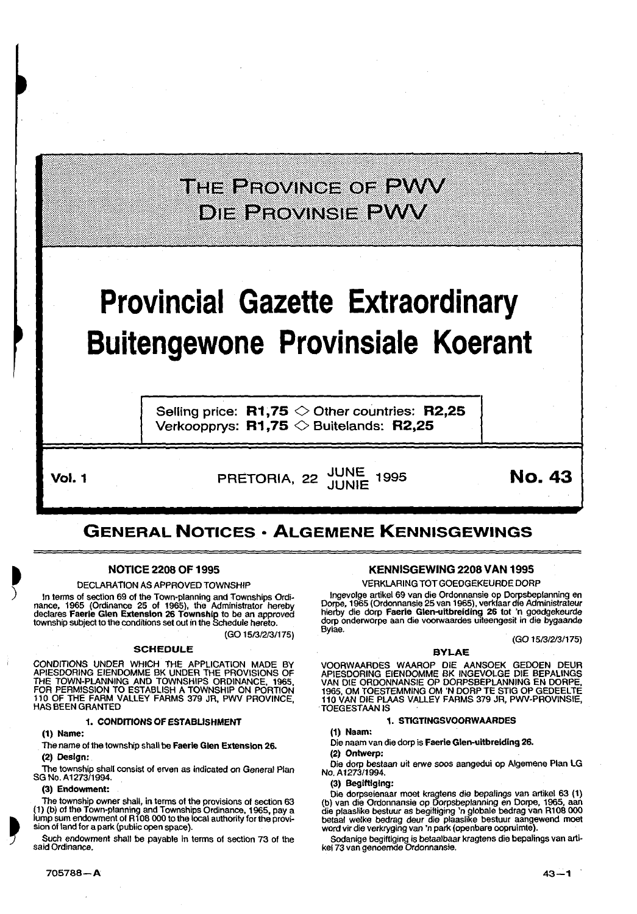# THE PROVINCE OF PWV
# DIE PROVINSIE PWV

# Provincial Gazette Extraordinary
# Buitengewone Provinsiale Koerant

Selling price: **R1,75** ◇ Other countries: **R2,25**
Verkoopprys: **R1,75** ◇ Buitelands: **R2,25**

**Vol. 1** PRETORIA, 22 JUNE / JUNIE 1995 **No. 43**

## GENERAL NOTICES · ALGEMENE KENNISGEWINGS

### NOTICE 2208 OF 1995

DECLARATION AS APPROVED TOWNSHIP

In terms of section 69 of the Town-planning and Townships Ordinance, 1965 (Ordinance 25 of 1965), the Administrator hereby declares **Faerie Glen Extension 26 Township** to be an approved township subject to the conditions set out in the Schedule hereto.

(GO 15/3/2/3/175)

#### SCHEDULE

CONDITIONS UNDER WHICH THE APPLICATION MADE BY APIESDORING EIENDOMME BK UNDER THE PROVISIONS OF THE TOWN-PLANNING AND TOWNSHIPS ORDINANCE, 1965, FOR PERMISSION TO ESTABLISH A TOWNSHIP ON PORTION 110 OF THE FARM VALLEY FARMS 379 JR, PWV PROVINCE, HAS BEEN GRANTED

**1. CONDITIONS OF ESTABLISHMENT**

**(1) Name:**

The name of the township shall be **Faerie Glen Extension 26.**

**(2) Design:**

The township shall consist of erven as indicated on General Plan SG No. A1273/1994.

**(3) Endowment:**

The township owner shall, in terms of the provisions of section 63 (1) (b) of the Town-planning and Townships Ordinance, 1965, pay a lump sum endowment of R108 000 to the local authority for the provision of land for a park (public open space).

Such endowment shall be payable in terms of section 73 of the said Ordinance.

### KENNISGEWING 2208 VAN 1995

VERKLARING TOT GOEDGEKEURDE DORP

Ingevolge artikel 69 van die Ordonnansie op Dorpsbeplanning en Dorpe, 1965 (Ordonnansie 25 van 1965), verklaar die Administrateur hierby die dorp **Faerie Glen-uitbreiding 26** tot 'n goedgekeurde dorp onderworpe aan die voorwaardes uiteengesit in die bygaande Bylae.

(GO 15/3/2/3/175)

#### BYLAE

VOORWAARDES WAAROP DIE AANSOEK GEDOEN DEUR APIESDORING EIENDOMME BK INGEVOLGE DIE BEPALINGS VAN DIE ORDONNANSIE OP DORPSBEPLANNING EN DORPE, 1965, OM TOESTEMMING OM 'N DORP TE STIG OP GEDEELTE 110 VAN DIE PLAAS VALLEY FARMS 379 JR, PWV-PROVINSIE, TOEGESTAAN IS

**1. STIGTINGSVOORWAARDES**

**(1) Naam:**

Die naam van die dorp is **Faerie Glen-uitbreiding 26.**

**(2) Ontwerp:**

Die dorp bestaan uit erwe soos aangedui op Algemene Plan LG No. A1273/1994.

**(3) Begiftiging:**

Die dorpseienaar moet kragtens die bepalings van artikel 63 (1) (b) van die Ordonnansie op Dorpsbeplanning en Dorpe, 1965, aan die plaaslike bestuur as begiftiging 'n globale bedrag van R108 000 betaal welke bedrag deur die plaaslike bestuur aangewend moet word vir die verkryging van 'n park (openbare oopruimte).

Sodanige begiftiging is betaalbaar kragtens die bepalings van artikel 73 van genoemde Ordonnansie.

705788—A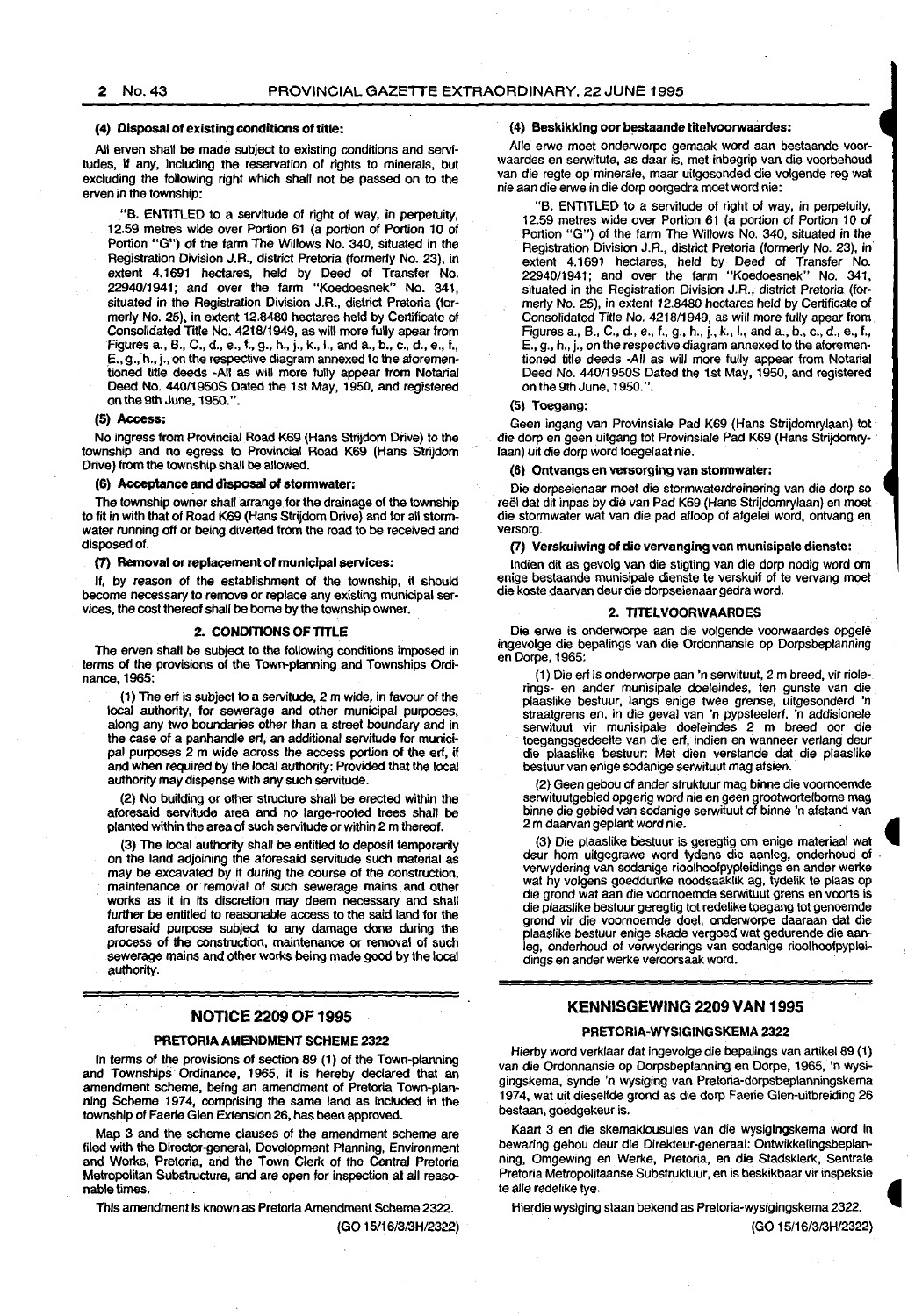**(4) Disposal of existing conditions of title:**

All erven shall be made subject to existing conditions and servitudes, if any, including the reservation of rights to minerals, but excluding the following right which shall not be passed on to the erven in the township:

"B. ENTITLED to a servitude of right of way, in perpetuity, 12.59 metres wide over Portion 61 (a portion of Portion 10 of Portion "G") of the farm The Willows No. 340, situated in the Registration Division J.R., district Pretoria (formerly No. 23), in extent 4.1691 hectares, held by Deed of Transfer No. 22940/1941; and over the farm "Koedoesnek" No. 341, situated in the Registration Division J.R., district Pretoria (formerly No. 25), in extent 12.8480 hectares held by Certificate of Consolidated Title No. 4218/1949, as will more fully apear from Figures a., B., C., d., e., f., g., h., j., k., l., and a., b., c., d., e., f., E., g., h., j., on the respective diagram annexed to the aforementioned title deeds -All as will more fully appear from Notarial Deed No. 440/1950S Dated the 1st May, 1950, and registered on the 9th June, 1950.".

**(5) Access:**

No ingress from Provincial Road K69 (Hans Strijdom Drive) to the township and no egress to Provincial Road K69 (Hans Strijdom Drive) from the township shall be allowed.

**(6) Acceptance and disposal of stormwater:**

The township owner shall arrange for the drainage of the township to fit in with that of Road K69 (Hans Strijdom Drive) and for all stormwater running off or being diverted from the road to be received and disposed of.

**(7) Removal or replacement of municipal services:**

If, by reason of the establishment of the township, it should become necessary to remove or replace any existing municipal services, the cost thereof shall be borne by the township owner.

**2. CONDITIONS OF TITLE**

The erven shall be subject to the following conditions imposed in terms of the provisions of the Town-planning and Townships Ordinance, 1965:

(1) The erf is subject to a servitude, 2 m wide, in favour of the local authority, for sewerage and other municipal purposes, along any two boundaries other than a street boundary and in the case of a panhandle erf, an additional servitude for municipal purposes 2 m wide across the access portion of the erf, if and when required by the local authority: Provided that the local authority may dispense with any such servitude.

(2) No building or other structure shall be erected within the aforesaid servitude area and no large-rooted trees shall be planted within the area of such servitude or within 2 m thereof.

(3) The local authority shall be entitled to deposit temporarily on the land adjoining the aforesaid servitude such material as may be excavated by it during the course of the construction, maintenance or removal of such sewerage mains and other works as it in its discretion may deem necessary and shall further be entitled to reasonable access to the said land for the aforesaid purpose subject to any damage done during the process of the construction, maintenance or removal of such sewerage mains and other works being made good by the local authority.

**(4) Beskikking oor bestaande titelvoorwaardes:**

Alle erwe moet onderworpe gemaak word aan bestaande voorwaardes en serwitute, as daar is, met inbegrip van die voorbehoud van die regte op minerale, maar uitgesonderd die volgende reg wat nie aan die erwe in die dorp oorgedra moet word nie:

"B. ENTITLED to a servitude of right of way, in perpetuity, 12.59 metres wide over Portion 61 (a portion of Portion 10 of Portion "G") of the farm The Willows No. 340, situated in the Registration Division J.R., district Pretoria (formerly No. 23), in extent 4.1691 hectares, held by Deed of Transfer No. 22940/1941; and over the farm "Koedoesnek" No. 341, situated in the Registration Division J.R., district Pretoria (formerly No. 25), in extent 12.8480 hectares held by Certificate of Consolidated Title No. 4218/1949, as will more fully apear from Figures a., B., C., d., e., f., g., h., j., k., l., and a., b., c., d., e., f., E., g., h., j., on the respective diagram annexed to the aforementioned title deeds -All as will more fully appear from Notarial Deed No. 440/1950S Dated the 1st May, 1950, and registered on the 9th June, 1950.".

**(5) Toegang:**

Geen ingang van Provinsiale Pad K69 (Hans Strijdomrylaan) tot die dorp en geen uitgang tot Provinsiale Pad K69 (Hans Strijdomrylaan) uit die dorp word toegelaat nie.

**(6) Ontvangs en versorging van stormwater:**

Die dorpseienaar moet die stormwaterdreinering van die dorp so reël dat dit inpas by dié van Pad K69 (Hans Strijdomrylaan) en moet die stormwater wat van die pad afloop of afgelei word, ontvang en versorg.

**(7) Verskuiwing of die vervanging van munisipale dienste:**

Indien dit as gevolg van die stigting van die dorp nodig word om enige bestaande munisipale dienste te verskuif of te vervang moet die koste daarvan deur die dorpseienaar gedra word.

**2. TITELVOORWAARDES**

Die erwe is onderworpe aan die volgende voorwaardes opgelê ingevolge die bepalings van die Ordonnansie op Dorpsbeplanning en Dorpe, 1965:

(1) Die erf is onderworpe aan 'n serwituut, 2 m breed, vir rioleerings- en ander munisipale doeleindes, ten gunste van die plaaslike bestuur, langs enige twee grense, uitgesonderd 'n straatgrens en, in die geval van 'n pypsteelerf, 'n addisionele serwituut vir munisipale doeleindes 2 m breed oor die toegangsgedeelte van die erf, indien en wanneer verlang deur die plaaslike bestuur: Met dien verstande dat die plaaslike bestuur van enige sodanige serwituut mag afsien.

(2) Geen gebou of ander struktuur mag binne die voornoemde serwituutgebied opgerig word nie en geen grootwortelbome mag binne die gebied van sodanige serwituut of binne 'n afstand van 2 m daarvan geplant word nie.

(3) Die plaaslike bestuur is geregtig om enige materiaal wat deur hom uitgegrawe word tydens die aanleg, onderhoud of verwydering van sodanige rioolhoofpypleidings en ander werke wat hy volgens goeddunke noodsaaklik ag, tydelik te plaas op die grond wat aan die voornoemde serwituut grens en voorts is die plaaslike bestuur geregtig tot redelike toegang tot genoemde grond vir die voornoemde doel, onderworpe daaraan dat die plaaslike bestuur enige skade vergoed wat gedurende die aanleg, onderhoud of verwyderings van sodanige rioolhoofpypleidings en ander werke veroorsaak word.

## NOTICE 2209 OF 1995

### PRETORIA AMENDMENT SCHEME 2322

In terms of the provisions of section 89 (1) of the Town-planning and Townships Ordinance, 1965, it is hereby declared that an amendment scheme, being an amendment of Pretoria Town-planning Scheme 1974, comprising the same land as included in the township of Faerie Glen Extension 26, has been approved.

Map 3 and the scheme clauses of the amendment scheme are filed with the Director-general, Development Planning, Environment and Works, Pretoria, and the Town Clerk of the Central Pretoria Metropolitan Substructure, and are open for inspection at all reasonable times.

This amendment is known as Pretoria Amendment Scheme 2322.

(GO 15/16/3/3H/2322)

## KENNISGEWING 2209 VAN 1995

### PRETORIA-WYSIGINGSKEMA 2322

Hierby word verklaar dat ingevolge die bepalings van artikel 89 (1) van die Ordonnansie op Dorpsbeplanning en Dorpe, 1965, 'n wysigingskema, synde 'n wysiging van Pretoria-dorpsbeplanningskema 1974, wat uit dieselfde grond as die dorp Faerie Glen-uitbreiding 26 bestaan, goedgekeur is.

Kaart 3 en die skemaklousules van die wysigingskema word in bewaring gehou deur die Direkteur-generaal: Ontwikkelingsbeplanning, Omgewing en Werke, Pretoria, en die Stadsklerk, Sentrale Pretoria Metropolitaanse Substruktuur, en is beskikbaar vir inspeksie te alle redelike tye.

Hierdie wysiging staan bekend as Pretoria-wysigingskema 2322.

(GO 15/16/3/3H/2322)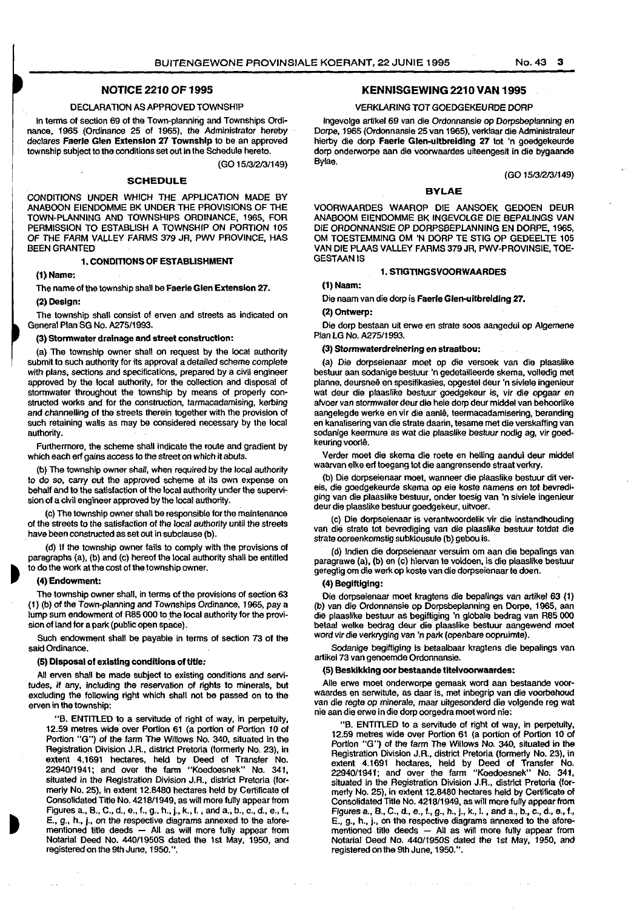## NOTICE 2210 OF 1995

DECLARATION AS APPROVED TOWNSHIP

In terms of section 69 of the Town-planning and Townships Ordinance, 1965 (Ordinance 25 of 1965), the Administrator hereby declares **Faerie Glen Extension 27 Township** to be an approved township subject to the conditions set out in the Schedule hereto.

(GO 15/3/2/3/149)

### SCHEDULE

CONDITIONS UNDER WHICH THE APPLICATION MADE BY ANABOON EIENDOMME BK UNDER THE PROVISIONS OF THE TOWN-PLANNING AND TOWNSHIPS ORDINANCE, 1965, FOR PERMISSION TO ESTABLISH A TOWNSHIP ON PORTION 105 OF THE FARM VALLEY FARMS 379 JR, PWV PROVINCE, HAS BEEN GRANTED

#### 1. CONDITIONS OF ESTABLISHMENT

**(1) Name:**

The name of the township shall be **Faerie Glen Extension 27.**

**(2) Design:**

The township shall consist of erven and streets as indicated on General Plan SG No. A275/1993.

**(3) Stormwater drainage and street construction:**

(a) The township owner shall on request by the local authority submit to such authority for its approval a detailed scheme complete with plans, sections and specifications, prepared by a civil engineer approved by the local authority, for the collection and disposal of stormwater throughout the township by means of properly constructed works and for the construction, tarmacadamising, kerbing and channelling of the streets therein together with the provision of such retaining walls as may be considered necessary by the local authority.

Furthermore, the scheme shall indicate the route and gradient by which each erf gains access to the street on which it abuts.

(b) The township owner shall, when required by the local authority to do so, carry out the approved scheme at its own expense on behalf and to the satisfaction of the local authority under the supervision of a civil engineer approved by the local authority.

(c) The township owner shall be responsible for the maintenance of the streets to the satisfaction of the local authority until the streets have been constructed as set out in subclause (b).

(d) If the township owner fails to comply with the provisions of paragraphs (a), (b) and (c) hereof the local authority shall be entitled to do the work at the cost of the township owner.

**(4) Endowment:**

The township owner shall, in terms of the provisions of section 63 (1) (b) of the Town-planning and Townships Ordinance, 1965, pay a lump sum endowment of R85 000 to the local authority for the provision of land for a park (public open space).

Such endowment shall be payable in terms of section 73 of the said Ordinance.

**(5) Disposal of existing conditions of title:**

All erven shall be made subject to existing conditions and servitudes, if any, including the reservation of rights to minerals, but excluding the following right which shall not be passed on to the erven in the township:

"B. ENTITLED to a servitude of right of way, in perpetuity, 12.59 metres wide over Portion 61 (a portion of Portion 10 of Portion "G") of the farm The Willows No. 340, situated in the Registration Division J.R., district Pretoria (formerly No. 23), in extent 4.1691 hectares, held by Deed of Transfer No. 22940/1941; and over the farm "Koedoesnek" No. 341, situated in the Registration Division J.R., district Pretoria (formerly No. 25), in extent 12.8480 hectares held by Certificate of Consolidated Title No. 4218/1949, as will more fully appear from Figures a., B., C., d., e., f., g., h., j., k., l., and a., b., c., d., e., f., E., g., h., j., on the respective diagrams annexed to the aforementioned title deeds — All as will more fully appear from Notarial Deed No. 440/1950S dated the 1st May, 1950, and registered on the 9th June, 1950.".

## KENNISGEWING 2210 VAN 1995

VERKLARING TOT GOEDGEKEURDE DORP

Ingevolge artikel 69 van die Ordonnansie op Dorpsbeplanning en Dorpe, 1965 (Ordonnansie 25 van 1965), verklaar die Administrateur hierby die dorp **Faerie Glen-uitbreiding 27** tot 'n goedgekeurde dorp onderworpe aan die voorwaardes uiteengesit in die bygaande Bylae.

(GO 15/3/2/3/149)

### BYLAE

VOORWAARDES WAAROP DIE AANSOEK GEDOEN DEUR ANABOOM EIENDOMME BK INGEVOLGE DIE BEPALINGS VAN DIE ORDONNANSIE OP DORPSBEPLANNING EN DORPE, 1965, OM TOESTEMMING OM 'N DORP TE STIG OP GEDEELTE 105 VAN DIE PLAAS VALLEY FARMS 379 JR, PWV-PROVINSIE, TOEGESTAAN IS

#### 1. STIGTINGSVOORWAARDES

**(1) Naam:**

Die naam van die dorp is **Faerie Glen-uitbreiding 27.**

**(2) Ontwerp:**

Die dorp bestaan uit erwe en strate soos aangedui op Algemene Plan LG No. A275/1993.

**(3) Stormwaterdreinering en straatbou:**

(a) Die dorpseienaar moet op die versoek van die plaaslike bestuur aan sodanige bestuur 'n gedetailleerde skema, volledig met planne, deursneë en spesifikasies, opgestel deur 'n siviele ingenieur wat deur die plaaslike bestuur goedgekeur is, vir die opgaar en afvoer van stormwater deur die hele dorp deur middel van behoorlike aangelegde werke en vir die aanlê, teermacadamisering, beranding en kanalisering van die strate daarin, tesame met die verskaffing van sodanige keermure as wat die plaaslike bestuur nodig ag, vir goedkeuring voorlê.

Verder moet die skema die roete en helling aandui deur middel waarvan elke erf toegang tot die aangrensende straat verkry.

(b) Die dorpseienaar moet, wanneer die plaaslike bestuur dit vereis, die goedgekeurde skema op eie koste namens en tot bevrediging van die plaaslike bestuur, onder toesig van 'n siviele ingenieur deur die plaaslike bestuur goedgekeur, uitvoer.

(c) Die dorpseienaar is verantwoordelik vir die instandhouding van die strate tot bevrediging van die plaaslike bestuur totdat die strate ooreenkomstig subklousule (b) gebou is.

(d) Indien die dorpseienaar versuim om aan die bepalings van paragrawe (a), (b) en (c) hiervan te voldoen, is die plaaslike bestuur geregtig om die werk op koste van die dorpseienaar te doen.

**(4) Begiftiging:**

Die dorpseienaar moet kragtens die bepalings van artikel 63 (1) (b) van die Ordonnansie op Dorpsbeplanning en Dorpe, 1965, aan die plaaslike bestuur as begiftiging 'n globale bedrag van R85 000 betaal welke bedrag deur die plaaslike bestuur aangewend moet word vir die verkryging van 'n park (openbare oopruimte).

Sodanige begiftiging is betaalbaar kragtens die bepalings van artikel 73 van genoemde Ordonnansie.

**(5) Beskikking oor bestaande titelvoorwaardes:**

Alle erwe moet onderworpe gemaak word aan bestaande voorwaardes en serwitute, as daar is, met inbegrip van die voorbehoud van die regte op minerale, maar uitgesonderd die volgende reg wat nie aan die erwe in die dorp oorgedra moet word nie:

"B. ENTITLED to a servitude of right of way, in perpetuity, 12.59 metres wide over Portion 61 (a portion of Portion 10 of Portion "G") of the farm The Willows No. 340, situated in the Registration Division J.R., district Pretoria (formerly No. 23), in extent 4.1691 hectares, held by Deed of Transfer No. 22940/1941; and over the farm "Koedoesnek" No. 341, situated in the Registration Division J.R., district Pretoria (formerly No. 25), in extent 12.8480 hectares held by Certificate of Consolidated Title No. 4218/1949, as will more fully appear from Figures a., B., C., d., e., f., g., h., j., k., l., and a., b., c., d., e., f., E., g., h., j., on the respective diagrams annexed to the aforementioned title deeds — All as will more fully appear from Notarial Deed No. 440/1950S dated the 1st May, 1950, and registered on the 9th June, 1950.".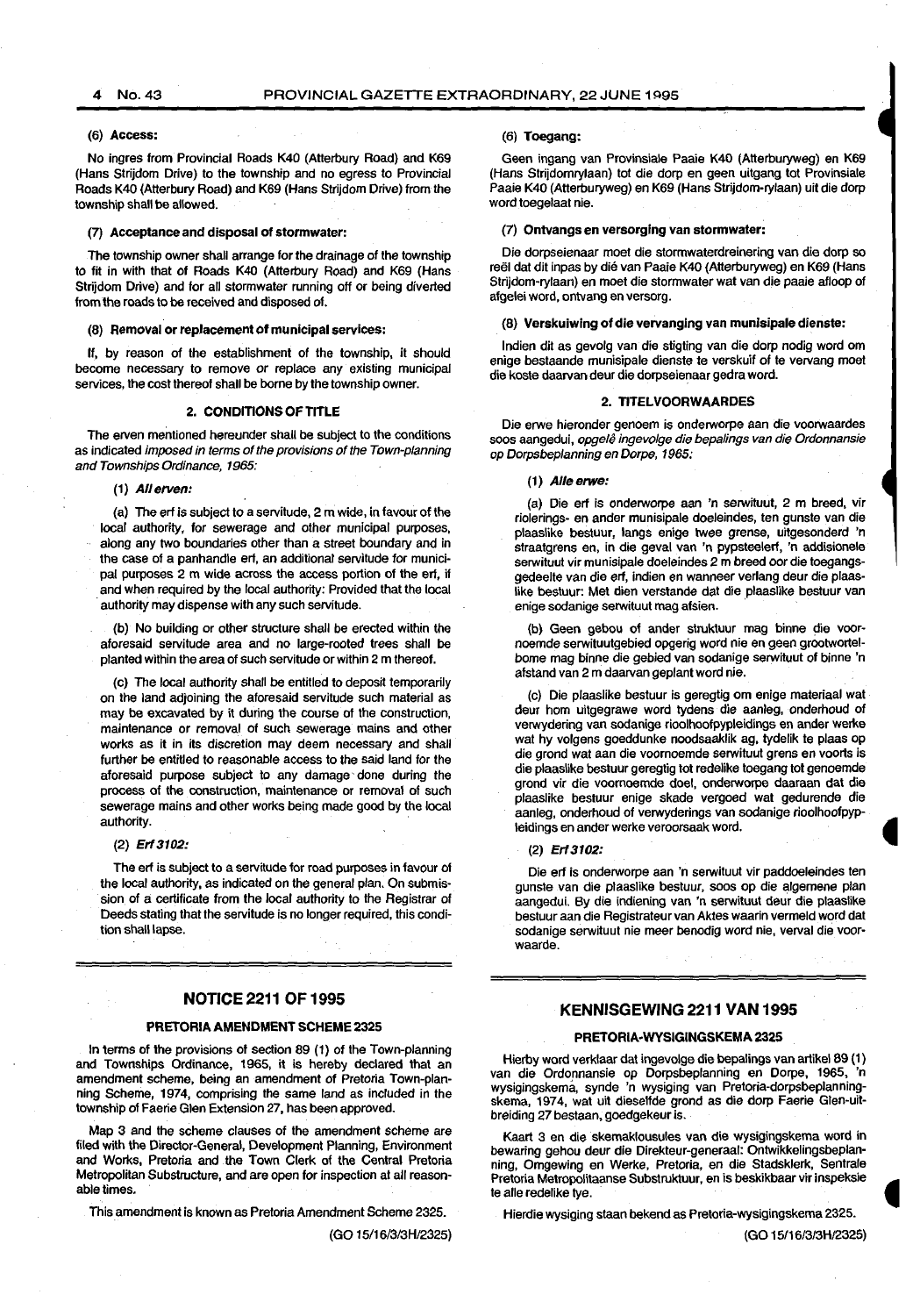(6) **Access:**

No ingres from Provincial Roads K40 (Atterbury Road) and K69 (Hans Strijdom Drive) to the township and no egress to Provincial Roads K40 (Atterbury Road) and K69 (Hans Strijdom Drive) from the township shall be allowed.

(7) **Acceptance and disposal of stormwater:**

The township owner shall arrange for the drainage of the township to fit in with that of Roads K40 (Atterbury Road) and K69 (Hans Strijdom Drive) and for all stormwater running off or being diverted from the roads to be received and disposed of.

(8) **Removal or replacement of municipal services:**

If, by reason of the establishment of the township, it should become necessary to remove or replace any existing municipal services, the cost thereof shall be borne by the township owner.

**2. CONDITIONS OF TITLE**

The erven mentioned hereunder shall be subject to the conditions as indicated *imposed in terms of the provisions of the Town-planning and Townships Ordinance, 1965:*

(1) ***All erven:***

(a) The erf is subject to a servitude, 2 m wide, in favour of the local authority, for sewerage and other municipal purposes, along any two boundaries other than a street boundary and in the case of a panhandle erf, an additional servitude for municipal purposes 2 m wide across the access portion of the erf, if and when required by the local authority: Provided that the local authority may dispense with any such servitude.

(b) No building or other structure shall be erected within the aforesaid servitude area and no large-rooted trees shall be planted within the area of such servitude or within 2 m thereof.

(c) The local authority shall be entitled to deposit temporarily on the land adjoining the aforesaid servitude such material as may be excavated by it during the course of the construction, maintenance or removal of such sewerage mains and other works as it in its discretion may deem necessary and shall further be entitled to reasonable access to the said land for the aforesaid purpose subject to any damage done during the process of the construction, maintenance or removal of such sewerage mains and other works being made good by the local authority.

(2) ***Erf 3102:***

The erf is subject to a servitude for road purposes in favour of the local authority, as indicated on the general plan. On submission of a certificate from the local authority to the Registrar of Deeds stating that the servitude is no longer required, this condition shall lapse.

(6) **Toegang:**

Geen ingang van Provinsiale Paaie K40 (Atterburyweg) en K69 (Hans Strijdomrylaan) tot die dorp en geen uitgang tot Provinsiale Paaie K40 (Atterburyweg) en K69 (Hans Strijdom-rylaan) uit die dorp word toegelaat nie.

(7) **Ontvangs en versorging van stormwater:**

Die dorpseienaar moet die stormwaterdreinering van die dorp so reël dat dit inpas by dié van Paaie K40 (Atterburyweg) en K69 (Hans Strijdom-rylaan) en moet die stormwater wat van die paaie afloop of afgelei word, ontvang en versorg.

(8) **Verskuiwing of die vervanging van munisipale dienste:**

Indien dit as gevolg van die stigting van die dorp nodig word om enige bestaande munisipale dienste te verskuif of te vervang moet die koste daarvan deur die dorpseienaar gedra word.

**2. TITELVOORWAARDES**

Die erwe hieronder genoem is onderworpe aan die voorwaardes soos aangedui, *opgelê ingevolge die bepalings van die Ordonnansie op Dorpsbeplanning en Dorpe, 1965:*

(1) ***Alle erwe:***

(a) Die erf is onderworpe aan 'n serwituut, 2 m breed, vir riolerings- en ander munisipale doeleindes, ten gunste van die plaaslike bestuur, langs enige twee grense, uitgesonderd 'n straatgrens en, in die geval van 'n pypsteelerf, 'n addisionele serwituut vir munisipale doeleindes 2 m breed oor die toegangsgedeelte van die erf, indien en wanneer verlang deur die plaaslike bestuur: Met dien verstande dat die plaaslike bestuur van enige sodanige serwituut mag afsien.

(b) Geen gebou of ander struktuur mag binne die voornoemde serwituutgebied opgerig word nie en geen grootwortelbome mag binne die gebied van sodanige serwituut of binne 'n afstand van 2 m daarvan geplant word nie.

(c) Die plaaslike bestuur is geregtig om enige materiaal wat deur hom uitgegrawe word tydens die aanleg, onderhoud of verwydering van sodanige rioolhoofpypleidings en ander werke wat hy volgens goeddunke noodsaaklik ag, tydelik te plaas op die grond wat aan die voornoemde serwituut grens en voorts is die plaaslike bestuur geregtig tot redelike toegang tot genoemde grond vir die voornoemde doel, onderworpe daaraan dat die plaaslike bestuur enige skade vergoed wat gedurende die aanleg, onderhoud of verwyderings van sodanige rioolhoofpypleidings en ander werke veroorsaak word.

(2) ***Erf 3102:***

Die erf is onderworpe aan 'n serwituut vir paddoeleindes ten gunste van die plaaslike bestuur, soos op die algemene plan aangedui. By die indiening van 'n serwituut deur die plaaslike bestuur aan die Registrateur van Aktes waarin vermeld word dat sodanige serwituut nie meer benodig word nie, verval die voorwaarde.

---

## NOTICE 2211 OF 1995

### PRETORIA AMENDMENT SCHEME 2325

In terms of the provisions of section 89 (1) of the Town-planning and Townships Ordinance, 1965, it is hereby declared that an amendment scheme, being an amendment of Pretoria Town-planning Scheme, 1974, comprising the same land as included in the township of Faerie Glen Extension 27, has been approved.

Map 3 and the scheme clauses of the amendment scheme are filed with the Director-General, Development Planning, Environment and Works, Pretoria and the Town Clerk of the Central Pretoria Metropolitan Substructure, and are open for inspection at all reasonable times.

This amendment is known as Pretoria Amendment Scheme 2325.

(GO 15/16/3/3H/2325)

## KENNISGEWING 2211 VAN 1995

### PRETORIA-WYSIGINGSKEMA 2325

Hierby word verklaar dat ingevolge die bepalings van artikel 89 (1) van die Ordonnansie op Dorpsbeplanning en Dorpe, 1965, 'n wysigingskema, synde 'n wysiging van Pretoria-dorpsbeplanningskema, 1974, wat uit dieselfde grond as die dorp Faerie Glen-uitbreiding 27 bestaan, goedgekeur is.

Kaart 3 en die skemaklousules van die wysigingskema word in bewaring gehou deur die Direkteur-generaal: Ontwikkelingsbeplanning, Omgewing en Werke, Pretoria, en die Stadsklerk, Sentrale Pretoria Metropolitaanse Substruktuur, en is beskikbaar vir inspeksie te alle redelike tye.

Hierdie wysiging staan bekend as Pretoria-wysigingskema 2325.

(GO 15/16/3/3H/2325)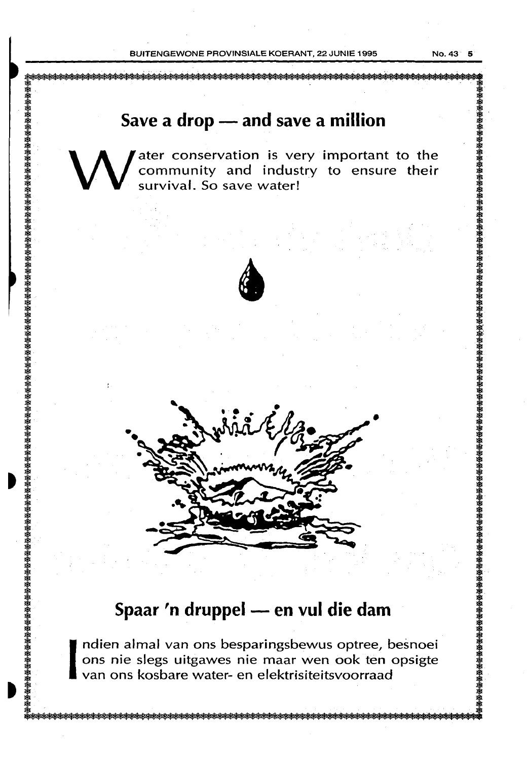## Save a drop — and save a million

Water conservation is very important to the community and industry to ensure their survival. So save water!

## Spaar 'n druppel — en vul die dam

Indien almal van ons besparingsbewus optree, besnoei ons nie slegs uitgawes nie maar wen ook ten opsigte van ons kosbare water- en elektrisiteitsvoorraad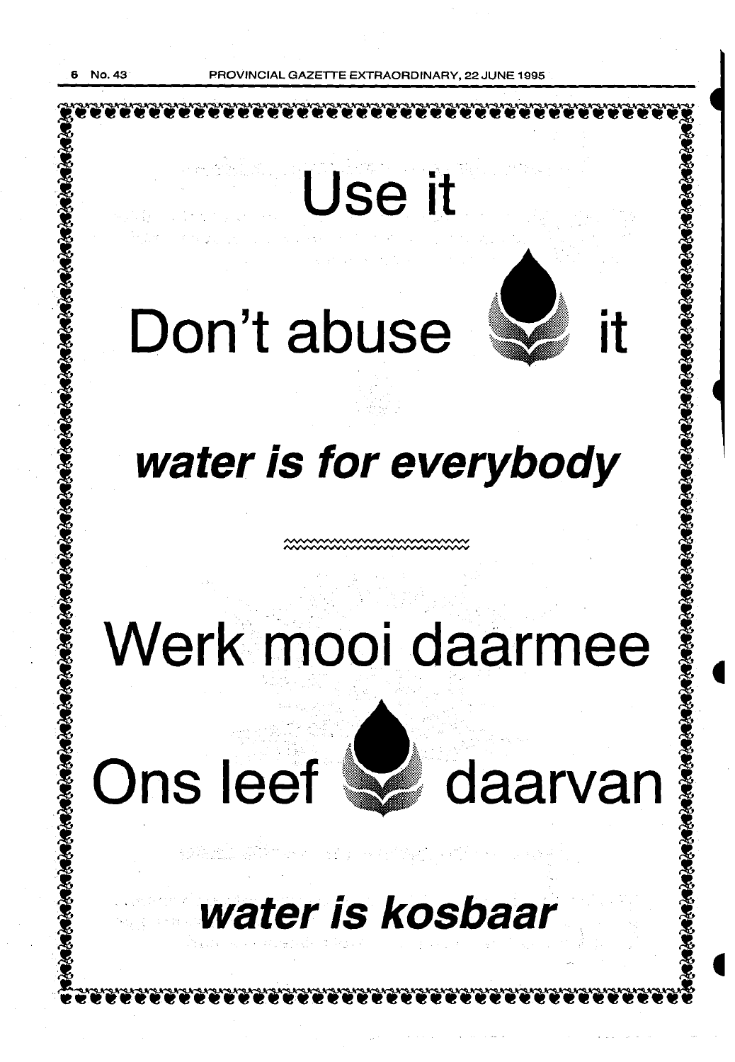# Use it

# Don't abuse it

***water is for everybody***

# Werk mooi daarmee

# Ons leef daarvan

***water is kosbaar***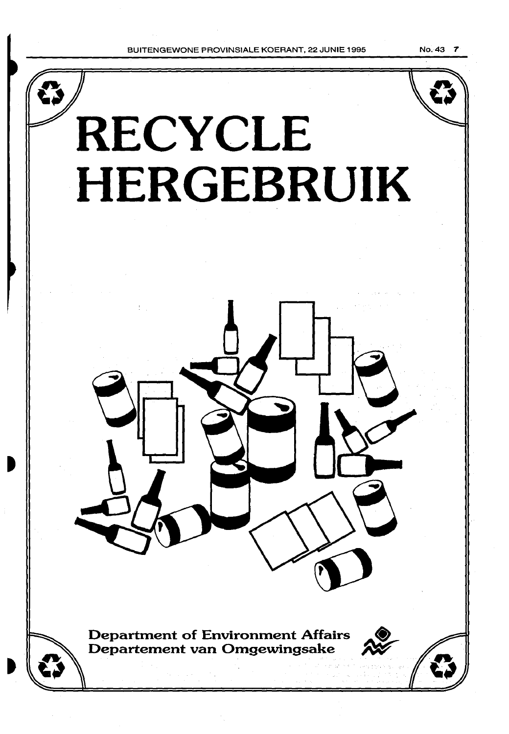# RECYCLE
# HERGEBRUIK

**Department of Environment Affairs**
**Departement van Omgewingsake**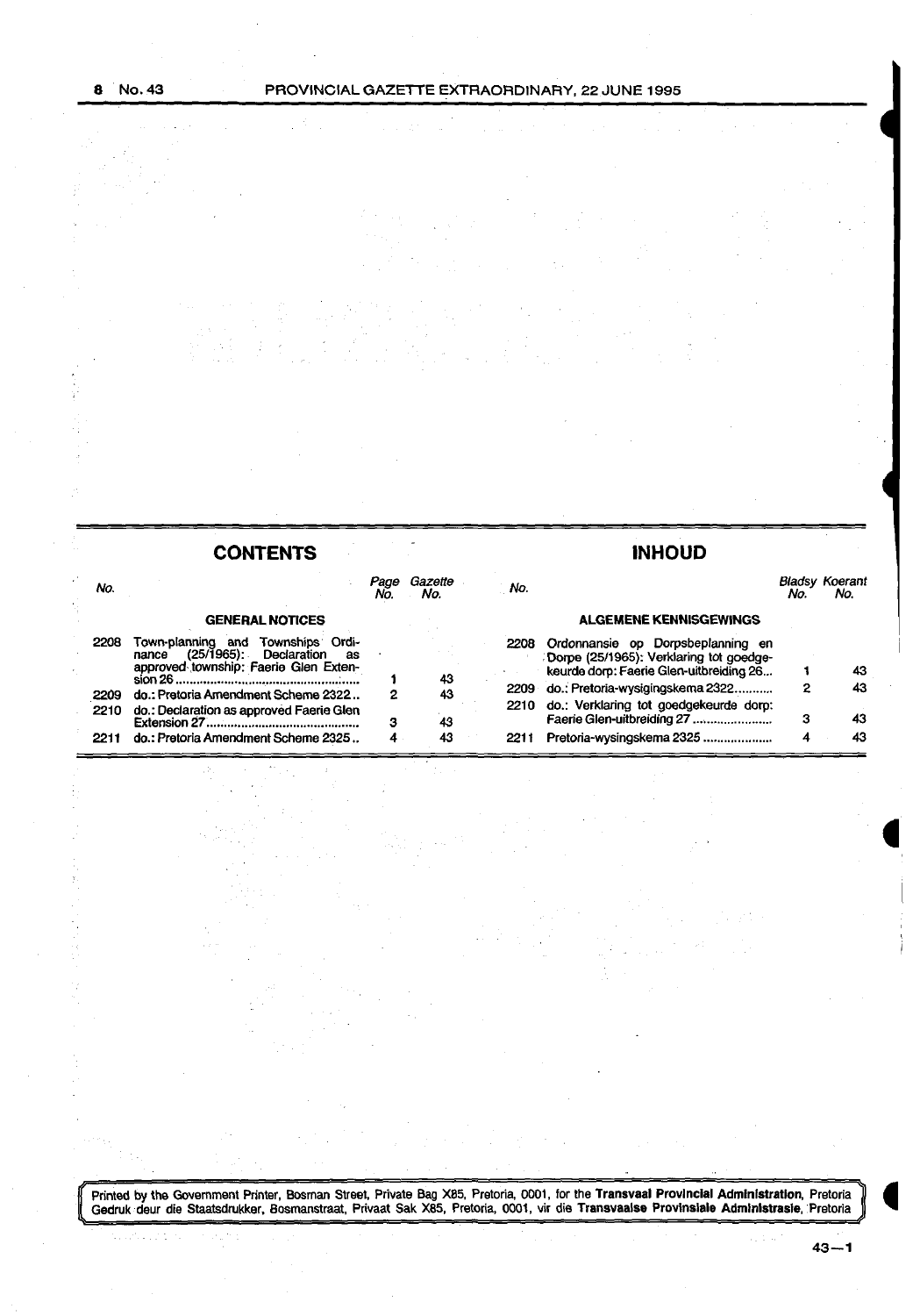## CONTENTS

| No. | | Page No. | Gazette No. |
|---|---|---|---|
| | **GENERAL NOTICES** | | |
| 2208 | Town-planning and Townships Ordinance (25/1965): Declaration as approved township: Faerie Glen Extension 26 | 1 | 43 |
| 2209 | do.: Pretoria Amendment Scheme 2322 | 2 | 43 |
| 2210 | do.: Declaration as approved Faerie Glen Extension 27 | 3 | 43 |
| 2211 | do.: Pretoria Amendment Scheme 2325 | 4 | 43 |

## INHOUD

| No. | | Bladsy No. | Koerant No. |
|---|---|---|---|
| | **ALGEMENE KENNISGEWINGS** | | |
| 2208 | Ordonnansie op Dorpsbeplanning en Dorpe (25/1965): Verklaring tot goedgekeurde dorp: Faerie Glen-uitbreiding 26 | 1 | 43 |
| 2209 | do.: Pretoria-wysigingskema 2322 | 2 | 43 |
| 2210 | do.: Verklaring tot goedgekeurde dorp: Faerie Glen-uitbreiding 27 | 3 | 43 |
| 2211 | Pretoria-wysingskema 2325 | 4 | 43 |

Printed by the Government Printer, Bosman Street, Private Bag X85, Pretoria, 0001, for the **Transvaal Provincial Administration**, Pretoria
Gedruk deur die Staatsdrukker, Bosmanstraat, Privaat Sak X85, Pretoria, 0001, vir die **Transvaalse Provinsiale Administrasie**, Pretoria

43—1